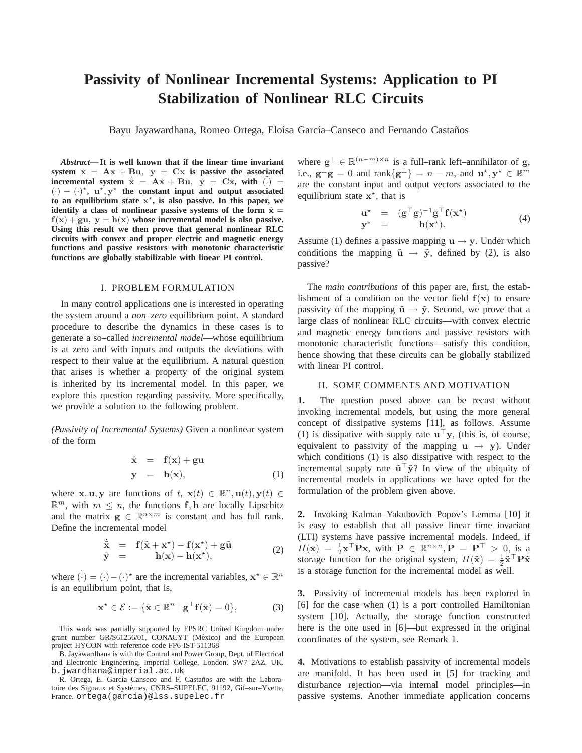# Passivity of Nonlinear Incremental Systems: Application to PI Stabilization of Nonlinear RLC Circuits

Bayu Jayawardhana, Romeo Ortega, Eloísa García–Canseco and Fernando Castaños

***Abstract*— It is well known that if the linear time invariant system $\dot{\mathbf{x}} = \mathbf{A}\mathbf{x} + \mathbf{B}\mathbf{u}$, $\mathbf{y} = \mathbf{C}\mathbf{x}$ is passive the associated incremental system $\dot{\tilde{\mathbf{x}}} = \mathbf{A}\tilde{\mathbf{x}} + \mathbf{B}\tilde{\mathbf{u}}$, $\tilde{\mathbf{y}} = \mathbf{C}\tilde{\mathbf{x}}$, with $\tilde{(\cdot)} = (\cdot) - (\cdot)^\star$, $\mathbf{u}^\star, \mathbf{y}^\star$ the constant input and output associated to an equilibrium state $\mathbf{x}^\star$, is also passive. In this paper, we identify a class of nonlinear passive systems of the form $\dot{\mathbf{x}} = \mathbf{f}(\mathbf{x}) + \mathbf{g}\mathbf{u}$, $\mathbf{y} = \mathbf{h}(\mathbf{x})$ whose incremental model is also passive. Using this result we then prove that general nonlinear RLC circuits with convex and proper electric and magnetic energy functions and passive resistors with monotonic characteristic functions are globally stabilizable with linear PI control.**

## I. PROBLEM FORMULATION

In many control applications one is interested in operating the system around a *non–zero* equilibrium point. A standard procedure to describe the dynamics in these cases is to generate a so–called *incremental model*—whose equilibrium is at zero and with inputs and outputs the deviations with respect to their value at the equilibrium. A natural question that arises is whether a property of the original system is inherited by its incremental model. In this paper, we explore this question regarding passivity. More specifically, we provide a solution to the following problem.

*(Passivity of Incremental Systems)* Given a nonlinear system of the form

$$
\begin{aligned}
\dot{\mathbf{x}} &= \mathbf{f}(\mathbf{x}) + \mathbf{g}\mathbf{u} \\
\mathbf{y} &= \mathbf{h}(\mathbf{x}),
\end{aligned}
\tag{1}
$$

where $\mathbf{x}, \mathbf{u}, \mathbf{y}$ are functions of $t$, $\mathbf{x}(t) \in \mathbb{R}^n, \mathbf{u}(t), \mathbf{y}(t) \in \mathbb{R}^m$, with $m \leq n$, the functions $\mathbf{f}, \mathbf{h}$ are locally Lipschitz and the matrix $\mathbf{g} \in \mathbb{R}^{n \times m}$ is constant and has full rank. Define the incremental model

$$
\begin{aligned}
\dot{\tilde{\mathbf{x}}} &= \mathbf{f}(\tilde{\mathbf{x}} + \mathbf{x}^\star) - \mathbf{f}(\mathbf{x}^\star) + \mathbf{g}\tilde{\mathbf{u}} \\
\tilde{\mathbf{y}} &= \mathbf{h}(\mathbf{x}) - \mathbf{h}(\mathbf{x}^\star),
\end{aligned}
\tag{2}
$$

where $\tilde{(\cdot)} = (\cdot) - (\cdot)^\star$ are the incremental variables, $\mathbf{x}^\star \in \mathbb{R}^n$ is an equilibrium point, that is,

$$
\mathbf{x}^\star \in \mathcal{E} := \{\bar{\mathbf{x}} \in \mathbb{R}^n \mid \mathbf{g}^\perp \mathbf{f}(\bar{\mathbf{x}}) = 0\},
\tag{3}
$$

where $\mathbf{g}^\perp \in \mathbb{R}^{(n-m)\times n}$ is a full–rank left–annihilator of $\mathbf{g}$, i.e., $\mathbf{g}^\perp \mathbf{g} = 0$ and $\text{rank}\{\mathbf{g}^\perp\} = n - m$, and $\mathbf{u}^\star, \mathbf{y}^\star \in \mathbb{R}^m$ are the constant input and output vectors associated to the equilibrium state $\mathbf{x}^\star$, that is

$$
\begin{aligned}
\mathbf{u}^\star &= (\mathbf{g}^\top \mathbf{g})^{-1} \mathbf{g}^\top \mathbf{f}(\mathbf{x}^\star) \\
\mathbf{y}^\star &= \mathbf{h}(\mathbf{x}^\star).
\end{aligned}
\tag{4}
$$

Assume (1) defines a passive mapping $\mathbf{u} \to \mathbf{y}$. Under which conditions the mapping $\tilde{\mathbf{u}} \to \tilde{\mathbf{y}}$, defined by (2), is also passive?

The *main contributions* of this paper are, first, the establishment of a condition on the vector field $\mathbf{f}(\mathbf{x})$ to ensure passivity of the mapping $\tilde{\mathbf{u}} \to \tilde{\mathbf{y}}$. Second, we prove that a large class of nonlinear RLC circuits—with convex electric and magnetic energy functions and passive resistors with monotonic characteristic functions—satisfy this condition, hence showing that these circuits can be globally stabilized with linear PI control.

## II. SOME COMMENTS AND MOTIVATION

**1.** The question posed above can be recast without invoking incremental models, but using the more general concept of dissipative systems [11], as follows. Assume (1) is dissipative with supply rate $\mathbf{u}^\top \mathbf{y}$, (this is, of course, equivalent to passivity of the mapping $\mathbf{u} \to \mathbf{y}$). Under which conditions (1) is also dissipative with respect to the incremental supply rate $\tilde{\mathbf{u}}^\top \tilde{\mathbf{y}}$? In view of the ubiquity of incremental models in applications we have opted for the formulation of the problem given above.

**2.** Invoking Kalman–Yakubovich–Popov's Lemma [10] it is easy to establish that all passive linear time invariant (LTI) systems have passive incremental models. Indeed, if $H(\mathbf{x}) = \frac{1}{2}\mathbf{x}^\top \mathbf{P}\mathbf{x}$, with $\mathbf{P} \in \mathbb{R}^{n \times n}, \mathbf{P} = \mathbf{P}^\top > 0$, is a storage function for the original system, $H(\tilde{\mathbf{x}}) = \frac{1}{2}\tilde{\mathbf{x}}^\top \mathbf{P}\tilde{\mathbf{x}}$ is a storage function for the incremental model as well.

**3.** Passivity of incremental models has been explored in [6] for the case when (1) is a port controlled Hamiltonian system [10]. Actually, the storage function constructed here is the one used in [6]—but expressed in the original coordinates of the system, see Remark 1.

**4.** Motivations to establish passivity of incremental models are manifold. It has been used in [5] for tracking and disturbance rejection—via internal model principles—in passive systems. Another immediate application concerns

This work was partially supported by EPSRC United Kingdom under grant number GR/S61256/01, CONACYT (México) and the European project HYCON with reference code FP6-IST-511368

B. Jayawardhana is with the Control and Power Group, Dept. of Electrical and Electronic Engineering, Imperial College, London. SW7 2AZ, UK. b.jwardhana@imperial.ac.uk

R. Ortega, E. García–Canseco and F. Castaños are with the Laboratoire des Signaux et Systèmes, CNRS–SUPELEC, 91192, Gif–sur–Yvette, France. ortega(garcia)@lss.supelec.fr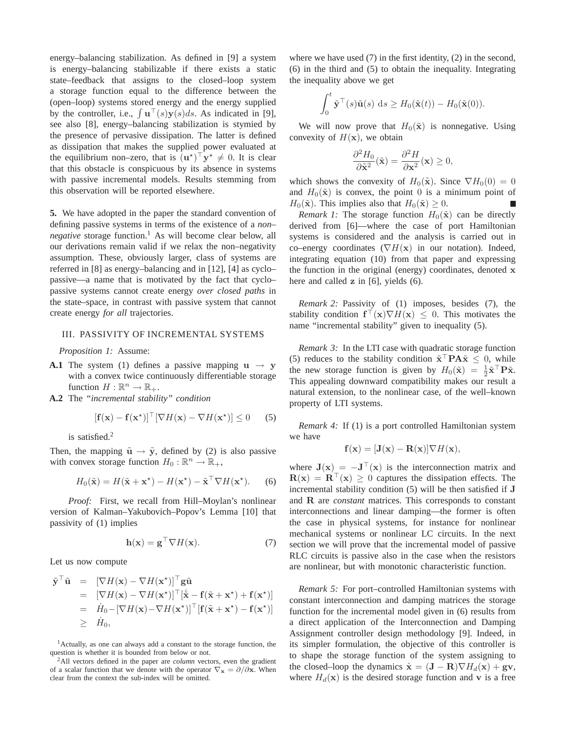energy–balancing stabilization. As defined in [9] a system is energy–balancing stabilizable if there exists a static state–feedback that assigns to the closed–loop system a storage function equal to the difference between the (open–loop) systems stored energy and the energy supplied by the controller, i.e., $\int \mathbf{u}^\top(s)\mathbf{y}(s)ds$. As indicated in [9], see also [8], energy–balancing stabilization is stymied by the presence of pervasive dissipation. The latter is defined as dissipation that makes the supplied power evaluated at the equilibrium non–zero, that is $(\mathbf{u}^\star)^\top \mathbf{y}^\star \neq 0$. It is clear that this obstacle is conspicuous by its absence in systems with passive incremental models. Results stemming from this observation will be reported elsewhere.

**5.** We have adopted in the paper the standard convention of defining passive systems in terms of the existence of a *non–negative* storage function.[1] As will become clear below, all our derivations remain valid if we relax the non–negativity assumption. These, obviously larger, class of systems are referred in [8] as energy–balancing and in [12], [4] as cyclo–passive—a name that is motivated by the fact that cyclo–passive systems cannot create energy *over closed paths* in the state–space, in contrast with passive system that cannot create energy *for all* trajectories.

## III. PASSIVITY OF INCREMENTAL SYSTEMS

*Proposition 1:* Assume:

**A.1** The system (1) defines a passive mapping $\mathbf{u} \to \mathbf{y}$ with a convex twice continuously differentiable storage function $H : \mathbb{R}^n \to \mathbb{R}_+$.

**A.2** The *"incremental stability" condition*

$$[\mathbf{f}(\mathbf{x}) - \mathbf{f}(\mathbf{x}^\star)]^\top [\nabla H(\mathbf{x}) - \nabla H(\mathbf{x}^\star)] \leq 0 \qquad (5)$$

is satisfied.[2]

Then, the mapping $\tilde{\mathbf{u}} \to \tilde{\mathbf{y}}$, defined by (2) is also passive with convex storage function $H_0 : \mathbb{R}^n \to \mathbb{R}_+$,

$$H_0(\tilde{\mathbf{x}}) = H(\tilde{\mathbf{x}} + \mathbf{x}^\star) - H(\mathbf{x}^\star) - \tilde{\mathbf{x}}^\top \nabla H(\mathbf{x}^\star). \qquad (6)$$

*Proof:* First, we recall from Hill–Moylan's nonlinear version of Kalman–Yakubovich–Popov's Lemma [10] that passivity of (1) implies

$$\mathbf{h}(\mathbf{x}) = \mathbf{g}^\top \nabla H(\mathbf{x}). \qquad (7)$$

Let us now compute

$$\begin{aligned}
\tilde{\mathbf{y}}^\top \tilde{\mathbf{u}} &= [\nabla H(\mathbf{x}) - \nabla H(\mathbf{x}^\star)]^\top \mathbf{g} \tilde{\mathbf{u}} \\
&= [\nabla H(\mathbf{x}) - \nabla H(\mathbf{x}^\star)]^\top [\dot{\tilde{\mathbf{x}}} - \mathbf{f}(\tilde{\mathbf{x}} + \mathbf{x}^\star) + \mathbf{f}(\mathbf{x}^\star)] \\
&= \dot{H}_0 - [\nabla H(\mathbf{x}) - \nabla H(\mathbf{x}^\star)]^\top [\mathbf{f}(\tilde{\mathbf{x}} + \mathbf{x}^\star) - \mathbf{f}(\mathbf{x}^\star)] \\
&\geq \dot{H}_0,
\end{aligned}$$

where we have used (7) in the first identity, (2) in the second, (6) in the third and (5) to obtain the inequality. Integrating the inequality above we get

$$\int_0^t \tilde{\mathbf{y}}^\top(s)\tilde{\mathbf{u}}(s)\, \mathrm{d}s \geq H_0(\tilde{\mathbf{x}}(t)) - H_0(\tilde{\mathbf{x}}(0)).$$

We will now prove that $H_0(\tilde{\mathbf{x}})$ is nonnegative. Using convexity of $H(\mathbf{x})$, we obtain

$$\frac{\partial^2 H_0}{\partial \tilde{\mathbf{x}}^2}(\tilde{\mathbf{x}}) = \frac{\partial^2 H}{\partial \mathbf{x}^2}(\mathbf{x}) \geq 0,$$

which shows the convexity of $H_0(\tilde{\mathbf{x}})$. Since $\nabla H_0(0) = 0$ and $H_0(\tilde{\mathbf{x}})$ is convex, the point $0$ is a minimum point of $H_0(\tilde{\mathbf{x}})$. This implies also that $H_0(\tilde{\mathbf{x}}) \geq 0$. ■

*Remark 1:* The storage function $H_0(\tilde{\mathbf{x}})$ can be directly derived from [6]—where the case of port Hamiltonian systems is considered and the analysis is carried out in co–energy coordinates ($\nabla H(\mathbf{x})$ in our notation). Indeed, integrating equation (10) from that paper and expressing the function in the original (energy) coordinates, denoted $\mathbf{x}$ here and called $\mathbf{z}$ in [6], yields (6).

*Remark 2:* Passivity of (1) imposes, besides (7), the stability condition $\mathbf{f}^\top(\mathbf{x})\nabla H(\mathbf{x}) \leq 0$. This motivates the name "incremental stability" given to inequality (5).

*Remark 3:* In the LTI case with quadratic storage function (5) reduces to the stability condition $\tilde{\mathbf{x}}^\top \mathbf{P}\mathbf{A}\tilde{\mathbf{x}} \leq 0$, while the new storage function is given by $H_0(\tilde{\mathbf{x}}) = \frac{1}{2}\tilde{\mathbf{x}}^\top \mathbf{P}\tilde{\mathbf{x}}$. This appealing downward compatibility makes our result a natural extension, to the nonlinear case, of the well–known property of LTI systems.

*Remark 4:* If (1) is a port controlled Hamiltonian system we have

$$\mathbf{f}(\mathbf{x}) = [\mathbf{J}(\mathbf{x}) - \mathbf{R}(\mathbf{x})]\nabla H(\mathbf{x}),$$

where $\mathbf{J}(\mathbf{x}) = -\mathbf{J}^\top(\mathbf{x})$ is the interconnection matrix and $\mathbf{R}(\mathbf{x}) = \mathbf{R}^\top(\mathbf{x}) \geq 0$ captures the dissipation effects. The incremental stability condition (5) will be then satisfied if $\mathbf{J}$ and $\mathbf{R}$ are *constant* matrices. This corresponds to constant interconnections and linear damping—the former is often the case in physical systems, for instance for nonlinear mechanical systems or nonlinear LC circuits. In the next section we will prove that the incremental model of passive RLC circuits is passive also in the case when the resistors are nonlinear, but with monotonic characteristic function.

*Remark 5:* For port–controlled Hamiltonian systems with constant interconnection and damping matrices the storage function for the incremental model given in (6) results from a direct application of the Interconnection and Damping Assignment controller design methodology [9]. Indeed, in its simpler formulation, the objective of this controller is to shape the storage function of the system assigning to the closed–loop the dynamics $\dot{\mathbf{x}} = (\mathbf{J} - \mathbf{R})\nabla H_d(\mathbf{x}) + \mathbf{g}\mathbf{v}$, where $H_d(\mathbf{x})$ is the desired storage function and $\mathbf{v}$ is a free

[1] Actually, as one can always add a constant to the storage function, the question is whether it is bounded from below or not.

[2] All vectors defined in the paper are *column* vectors, even the gradient of a scalar function that we denote with the operator $\nabla_{\mathbf{x}} = \partial/\partial \mathbf{x}$. When clear from the context the sub-index will be omitted.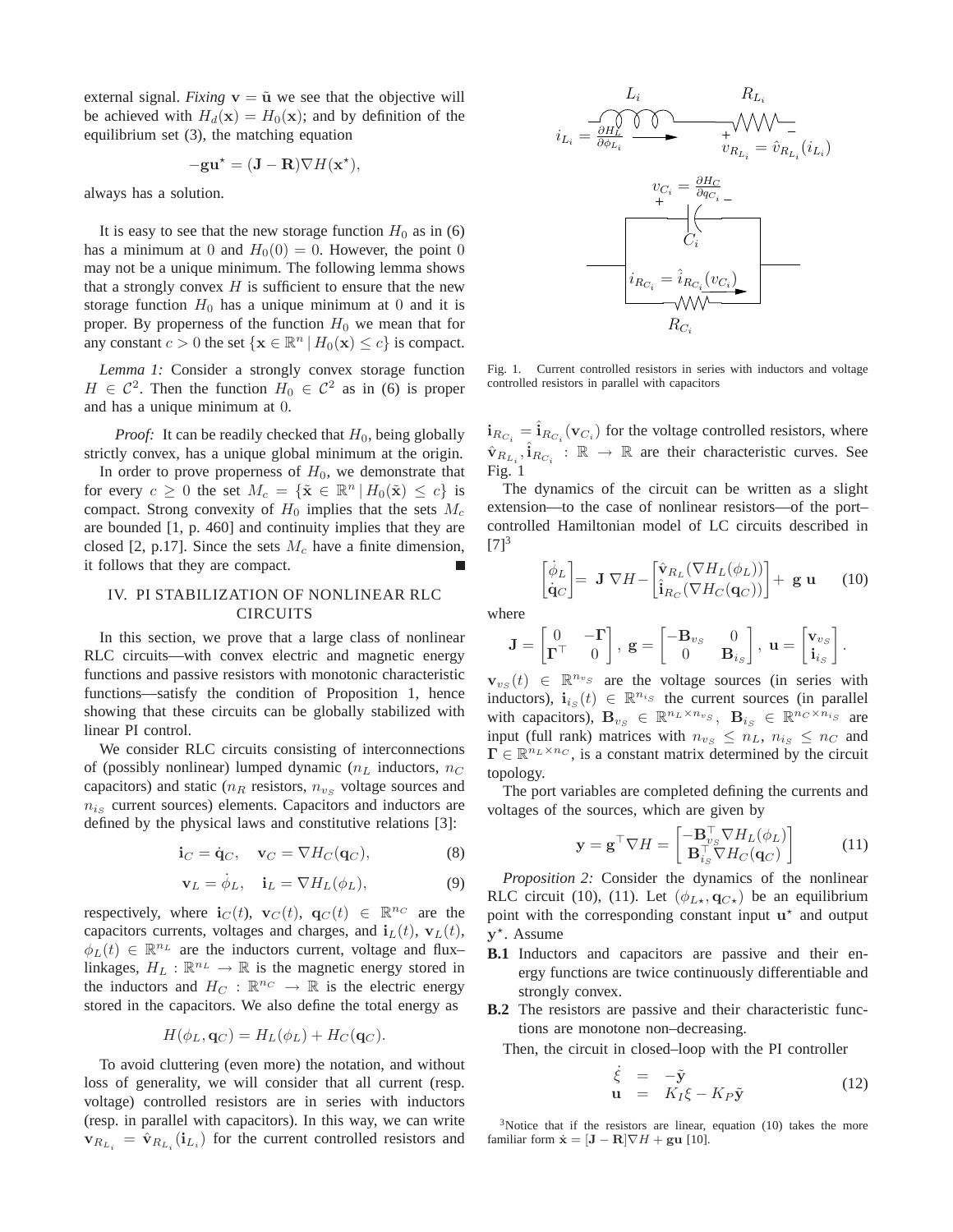external signal. *Fixing* $\mathbf{v} = \tilde{\mathbf{u}}$ we see that the objective will be achieved with $H_d(\mathbf{x}) = H_0(\mathbf{x})$; and by definition of the equilibrium set (3), the matching equation

$$-\mathbf{g}\mathbf{u}^\star = (\mathbf{J} - \mathbf{R})\nabla H(\mathbf{x}^\star),$$

always has a solution.

It is easy to see that the new storage function $H_0$ as in (6) has a minimum at 0 and $H_0(0) = 0$. However, the point 0 may not be a unique minimum. The following lemma shows that a strongly convex $H$ is sufficient to ensure that the new storage function $H_0$ has a unique minimum at 0 and it is proper. By properness of the function $H_0$ we mean that for any constant $c > 0$ the set $\{\mathbf{x} \in \mathbb{R}^n \mid H_0(\mathbf{x}) \leq c\}$ is compact.

*Lemma 1:* Consider a strongly convex storage function $H \in \mathcal{C}^2$. Then the function $H_0 \in \mathcal{C}^2$ as in (6) is proper and has a unique minimum at 0.

*Proof:* It can be readily checked that $H_0$, being globally strictly convex, has a unique global minimum at the origin.

In order to prove properness of $H_0$, we demonstrate that for every $c \geq 0$ the set $M_c = \{\tilde{\mathbf{x}} \in \mathbb{R}^n \mid H_0(\tilde{\mathbf{x}}) \leq c\}$ is compact. Strong convexity of $H_0$ implies that the sets $M_c$ are bounded [1, p. 460] and continuity implies that they are closed [2, p.17]. Since the sets $M_c$ have a finite dimension, it follows that they are compact. ■

## IV. PI STABILIZATION OF NONLINEAR RLC CIRCUITS

In this section, we prove that a large class of nonlinear RLC circuits—with convex electric and magnetic energy functions and passive resistors with monotonic characteristic functions—satisfy the condition of Proposition 1, hence showing that these circuits can be globally stabilized with linear PI control.

We consider RLC circuits consisting of interconnections of (possibly nonlinear) lumped dynamic ($n_L$ inductors, $n_C$ capacitors) and static ($n_R$ resistors, $n_{v_S}$ voltage sources and $n_{i_S}$ current sources) elements. Capacitors and inductors are defined by the physical laws and constitutive relations [3]:

$$\mathbf{i}_C = \dot{\mathbf{q}}_C, \quad \mathbf{v}_C = \nabla H_C(\mathbf{q}_C), \tag{8}$$

$$\mathbf{v}_L = \dot{\phi}_L, \quad \mathbf{i}_L = \nabla H_L(\phi_L), \tag{9}$$

respectively, where $\mathbf{i}_C(t)$, $\mathbf{v}_C(t)$, $\mathbf{q}_C(t) \in \mathbb{R}^{n_C}$ are the capacitors currents, voltages and charges, and $\mathbf{i}_L(t)$, $\mathbf{v}_L(t)$, $\phi_L(t) \in \mathbb{R}^{n_L}$ are the inductors current, voltage and flux–linkages, $H_L : \mathbb{R}^{n_L} \to \mathbb{R}$ is the magnetic energy stored in the inductors and $H_C : \mathbb{R}^{n_C} \to \mathbb{R}$ is the electric energy stored in the capacitors. We also define the total energy as

$$H(\phi_L, \mathbf{q}_C) = H_L(\phi_L) + H_C(\mathbf{q}_C).$$

To avoid cluttering (even more) the notation, and without loss of generality, we will consider that all current (resp. voltage) controlled resistors are in series with inductors (resp. in parallel with capacitors). In this way, we can write $\mathbf{v}_{R_{L_i}} = \hat{\mathbf{v}}_{R_{L_i}}(\mathbf{i}_{L_i})$ for the current controlled resistors and $\mathbf{i}_{R_{C_i}} = \hat{\mathbf{i}}_{R_{C_i}}(\mathbf{v}_{C_i})$ for the voltage controlled resistors, where $\hat{\mathbf{v}}_{R_{L_i}}, \hat{\mathbf{i}}_{R_{C_i}} : \mathbb{R} \to \mathbb{R}$ are their characteristic curves. See Fig. 1

Fig. 1. Current controlled resistors in series with inductors and voltage controlled resistors in parallel with capacitors

The dynamics of the circuit can be written as a slight extension—to the case of nonlinear resistors—of the port–controlled Hamiltonian model of LC circuits described in [7][3]

$$\begin{bmatrix} \dot{\phi}_L \\ \dot{\mathbf{q}}_C \end{bmatrix} = \mathbf{J}\,\nabla H - \begin{bmatrix} \hat{\mathbf{v}}_{R_L}(\nabla H_L(\phi_L)) \\ \hat{\mathbf{i}}_{R_C}(\nabla H_C(\mathbf{q}_C)) \end{bmatrix} + \mathbf{g}\,\mathbf{u} \tag{10}$$

where

$$\mathbf{J} = \begin{bmatrix} 0 & -\Gamma \\ \Gamma^\top & 0 \end{bmatrix}, \; \mathbf{g} = \begin{bmatrix} -\mathbf{B}_{v_S} & 0 \\ 0 & \mathbf{B}_{i_S} \end{bmatrix}, \; \mathbf{u} = \begin{bmatrix} \mathbf{v}_{v_S} \\ \mathbf{i}_{i_S} \end{bmatrix}.$$

$\mathbf{v}_{v_S}(t) \in \mathbb{R}^{n_{v_S}}$ are the voltage sources (in series with inductors), $\mathbf{i}_{i_S}(t) \in \mathbb{R}^{n_{i_S}}$ the current sources (in parallel with capacitors), $\mathbf{B}_{v_S} \in \mathbb{R}^{n_L \times n_{v_S}}$, $\mathbf{B}_{i_S} \in \mathbb{R}^{n_C \times n_{i_S}}$ are input (full rank) matrices with $n_{v_S} \leq n_L$, $n_{i_S} \leq n_C$ and $\Gamma \in \mathbb{R}^{n_L \times n_C}$, is a constant matrix determined by the circuit topology.

The port variables are completed defining the currents and voltages of the sources, which are given by

$$\mathbf{y} = \mathbf{g}^\top \nabla H = \begin{bmatrix} -\mathbf{B}_{v_S}^\top \nabla H_L(\phi_L) \\ \mathbf{B}_{i_S}^\top \nabla H_C(\mathbf{q}_C) \end{bmatrix} \tag{11}$$

*Proposition 2:* Consider the dynamics of the nonlinear RLC circuit (10), (11). Let $(\phi_{L\star}, \mathbf{q}_{C\star})$ be an equilibrium point with the corresponding constant input $\mathbf{u}^\star$ and output $\mathbf{y}^\star$. Assume

- **B.1** Inductors and capacitors are passive and their energy functions are twice continuously differentiable and strongly convex.
- **B.2** The resistors are passive and their characteristic functions are monotone non–decreasing.

Then, the circuit in closed–loop with the PI controller

$$\begin{array}{rcl} \dot{\xi} & = & -\tilde{\mathbf{y}} \\ \mathbf{u} & = & K_I \xi - K_P \tilde{\mathbf{y}} \end{array} \tag{12}$$

[3]Notice that if the resistors are linear, equation (10) takes the more familiar form $\dot{\mathbf{x}} = [\mathbf{J} - \mathbf{R}]\nabla H + \mathbf{g}\mathbf{u}$ [10].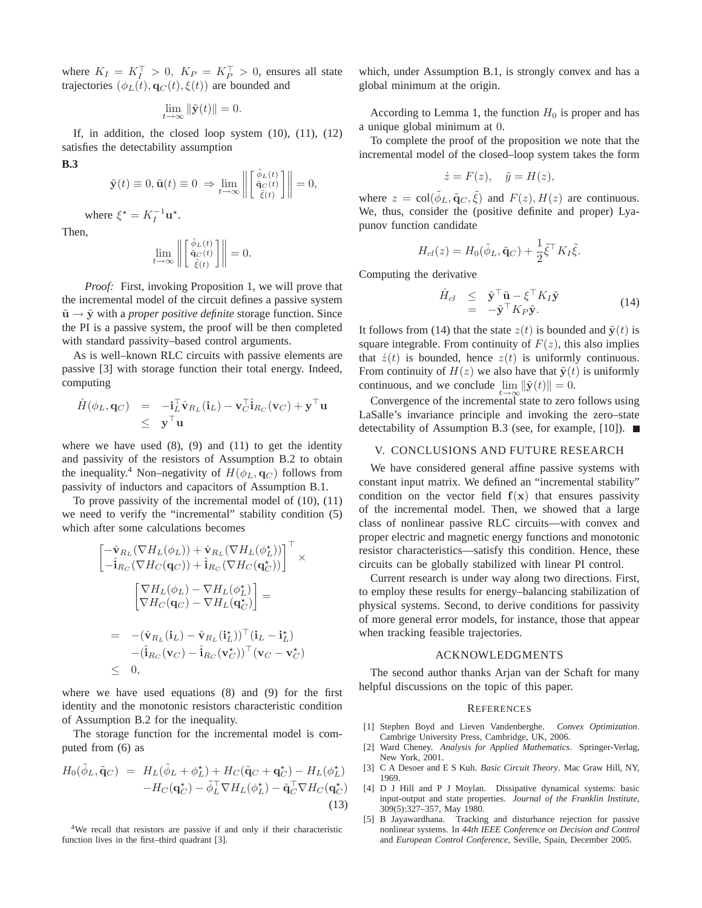where $K_I = K_I^\top > 0,\ K_P = K_P^\top > 0$, ensures all state trajectories $(\phi_L(t), \mathbf{q}_C(t), \xi(t))$ are bounded and

$$\lim_{t\to\infty} \|\tilde{\mathbf{y}}(t)\| = 0.$$

If, in addition, the closed loop system (10), (11), (12) satisfies the detectability assumption

**B.3**

$$\tilde{\mathbf{y}}(t) \equiv 0, \tilde{\mathbf{u}}(t) \equiv 0 \ \Rightarrow \lim_{t\to\infty} \left\| \begin{bmatrix} \tilde{\phi}_L(t) \\ \tilde{\mathbf{q}}_C(t) \\ \tilde{\xi}(t) \end{bmatrix} \right\| = 0,$$

where $\xi^\star = K_I^{-1}\mathbf{u}^\star$.

Then,

$$\lim_{t\to\infty} \left\| \begin{bmatrix} \tilde{\phi}_L(t) \\ \tilde{\mathbf{q}}_C(t) \\ \tilde{\xi}(t) \end{bmatrix} \right\| = 0.$$

*Proof:* First, invoking Proposition 1, we will prove that the incremental model of the circuit defines a passive system $\tilde{\mathbf{u}} \to \tilde{\mathbf{y}}$ with a *proper positive definite* storage function. Since the PI is a passive system, the proof will be then completed with standard passivity–based control arguments.

As is well–known RLC circuits with passive elements are passive [3] with storage function their total energy. Indeed, computing

$$\begin{aligned} \dot{H}(\phi_L, \mathbf{q}_C) &= -\mathbf{i}_L^\top \hat{\mathbf{v}}_{R_L}(\mathbf{i}_L) - \mathbf{v}_C^\top \hat{\mathbf{i}}_{R_C}(\mathbf{v}_C) + \mathbf{y}^\top \mathbf{u} \\ &\leq \mathbf{y}^\top \mathbf{u} \end{aligned}$$

where we have used (8), (9) and (11) to get the identity and passivity of the resistors of Assumption B.2 to obtain the inequality.[4] Non–negativity of $H(\phi_L, \mathbf{q}_C)$ follows from passivity of inductors and capacitors of Assumption B.1.

To prove passivity of the incremental model of (10), (11) we need to verify the "incremental" stability condition (5) which after some calculations becomes

$$\begin{aligned} &\begin{bmatrix} -\hat{\mathbf{v}}_{R_L}(\nabla H_L(\phi_L)) + \hat{\mathbf{v}}_{R_L}(\nabla H_L(\phi_L^\star)) \\ -\hat{\mathbf{i}}_{R_C}(\nabla H_C(\mathbf{q}_C)) + \hat{\mathbf{i}}_{R_C}(\nabla H_C(\mathbf{q}_C^\star)) \end{bmatrix}^\top \times \\ &\qquad \begin{bmatrix} \nabla H_L(\phi_L) - \nabla H_L(\phi_L^\star) \\ \nabla H_C(\mathbf{q}_C) - \nabla H_L(\mathbf{q}_C^\star) \end{bmatrix} = \\ &= -(\hat{\mathbf{v}}_{R_L}(\mathbf{i}_L) - \hat{\mathbf{v}}_{R_L}(\mathbf{i}_L^\star))^\top (\mathbf{i}_L - \mathbf{i}_L^\star) \\ &\quad -(\hat{\mathbf{i}}_{R_C}(\mathbf{v}_C) - \hat{\mathbf{i}}_{R_C}(\mathbf{v}_C^\star))^\top (\mathbf{v}_C - \mathbf{v}_C^\star) \\ &\leq 0, \end{aligned}$$

where we have used equations (8) and (9) for the first identity and the monotonic resistors characteristic condition of Assumption B.2 for the inequality.

The storage function for the incremental model is computed from (6) as

$$\begin{aligned} H_0(\tilde{\phi}_L, \tilde{\mathbf{q}}_C) &= H_L(\tilde{\phi}_L + \phi_L^\star) + H_C(\tilde{\mathbf{q}}_C + \mathbf{q}_C^\star) - H_L(\phi_L^\star) \\ &\quad - H_C(\mathbf{q}_C^\star) - \tilde{\phi}_L^\top \nabla H_L(\phi_L^\star) - \tilde{\mathbf{q}}_C^\top \nabla H_C(\mathbf{q}_C^\star) \end{aligned} \tag{13}$$

which, under Assumption B.1, is strongly convex and has a global minimum at the origin.

According to Lemma 1, the function $H_0$ is proper and has a unique global minimum at 0.

To complete the proof of the proposition we note that the incremental model of the closed–loop system takes the form

$$\dot{z} = F(z), \quad \tilde{y} = H(z),$$

where $z = \mathrm{col}(\tilde{\phi}_L, \tilde{\mathbf{q}}_C, \tilde{\xi})$ and $F(z), H(z)$ are continuous. We, thus, consider the (positive definite and proper) Lyapunov function candidate

$$H_{cl}(z) = H_0(\tilde{\phi}_L, \tilde{\mathbf{q}}_C) + \frac{1}{2}\tilde{\xi}^\top K_I \tilde{\xi}.$$

Computing the derivative

$$\begin{aligned} \dot{H}_{cl} &\leq \tilde{\mathbf{y}}^\top \tilde{\mathbf{u}} - \xi^\top K_I \tilde{\mathbf{y}} \\ &= -\tilde{\mathbf{y}}^\top K_P \tilde{\mathbf{y}}. \end{aligned} \tag{14}$$

It follows from (14) that the state $z(t)$ is bounded and $\tilde{\mathbf{y}}(t)$ is square integrable. From continuity of $F(z)$, this also implies that $\dot{z}(t)$ is bounded, hence $z(t)$ is uniformly continuous. From continuity of $H(z)$ we also have that $\tilde{\mathbf{y}}(t)$ is uniformly continuous, and we conclude $\lim_{t\to\infty} \|\tilde{\mathbf{y}}(t)\| = 0$.

Convergence of the incremental state to zero follows using LaSalle's invariance principle and invoking the zero–state detectability of Assumption B.3 (see, for example, [10]). ■

## V. CONCLUSIONS AND FUTURE RESEARCH

We have considered general affine passive systems with constant input matrix. We defined an "incremental stability" condition on the vector field $\mathbf{f}(\mathbf{x})$ that ensures passivity of the incremental model. Then, we showed that a large class of nonlinear passive RLC circuits—with convex and proper electric and magnetic energy functions and monotonic resistor characteristics—satisfy this condition. Hence, these circuits can be globally stabilized with linear PI control.

Current research is under way along two directions. First, to employ these results for energy–balancing stabilization of physical systems. Second, to derive conditions for passivity of more general error models, for instance, those that appear when tracking feasible trajectories.

## ACKNOWLEDGMENTS

The second author thanks Arjan van der Schaft for many helpful discussions on the topic of this paper.

## REFERENCES

[1] Stephen Boyd and Lieven Vandenberghe. *Convex Optimization*. Cambrige University Press, Cambridge, UK, 2006.

[2] Ward Cheney. *Analysis for Applied Mathematics*. Springer-Verlag, New York, 2001.

[3] C A Desoer and E S Kuh. *Basic Circuit Theory*. Mac Graw Hill, NY, 1969.

[4] D J Hill and P J Moylan. Dissipative dynamical systems: basic input-output and state properties. *Journal of the Franklin Institute*, 309(5):327–357, May 1980.

[5] B Jayawardhana. Tracking and disturbance rejection for passive nonlinear systems. In *44th IEEE Conference on Decision and Control* and *European Control Conference*, Seville, Spain, December 2005.

[4] We recall that resistors are passive if and only if their characteristic function lives in the first–third quadrant [3].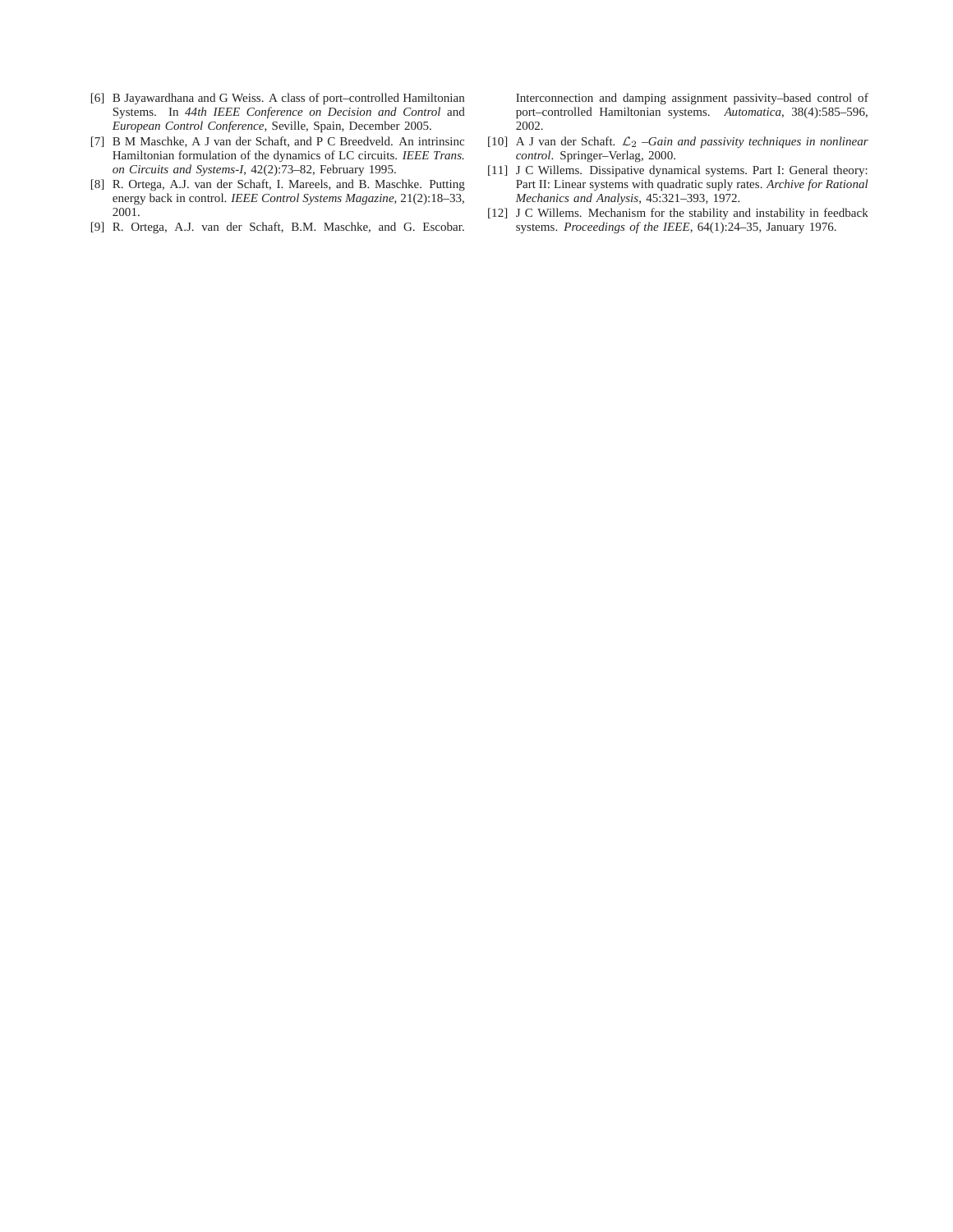[6] B Jayawardhana and G Weiss. A class of port–controlled Hamiltonian Systems. In *44th IEEE Conference on Decision and Control* and *European Control Conference*, Seville, Spain, December 2005.

[7] B M Maschke, A J van der Schaft, and P C Breedveld. An intrinsinc Hamiltonian formulation of the dynamics of LC circuits. *IEEE Trans. on Circuits and Systems-I*, 42(2):73–82, February 1995.

[8] R. Ortega, A.J. van der Schaft, I. Mareels, and B. Maschke. Putting energy back in control. *IEEE Control Systems Magazine*, 21(2):18–33, 2001.

[9] R. Ortega, A.J. van der Schaft, B.M. Maschke, and G. Escobar. Interconnection and damping assignment passivity–based control of port–controlled Hamiltonian systems. *Automatica*, 38(4):585–596, 2002.

[10] A J van der Schaft. *$\mathcal{L}_2$ –Gain and passivity techniques in nonlinear control*. Springer–Verlag, 2000.

[11] J C Willems. Dissipative dynamical systems. Part I: General theory: Part II: Linear systems with quadratic suply rates. *Archive for Rational Mechanics and Analysis*, 45:321–393, 1972.

[12] J C Willems. Mechanism for the stability and instability in feedback systems. *Proceedings of the IEEE*, 64(1):24–35, January 1976.